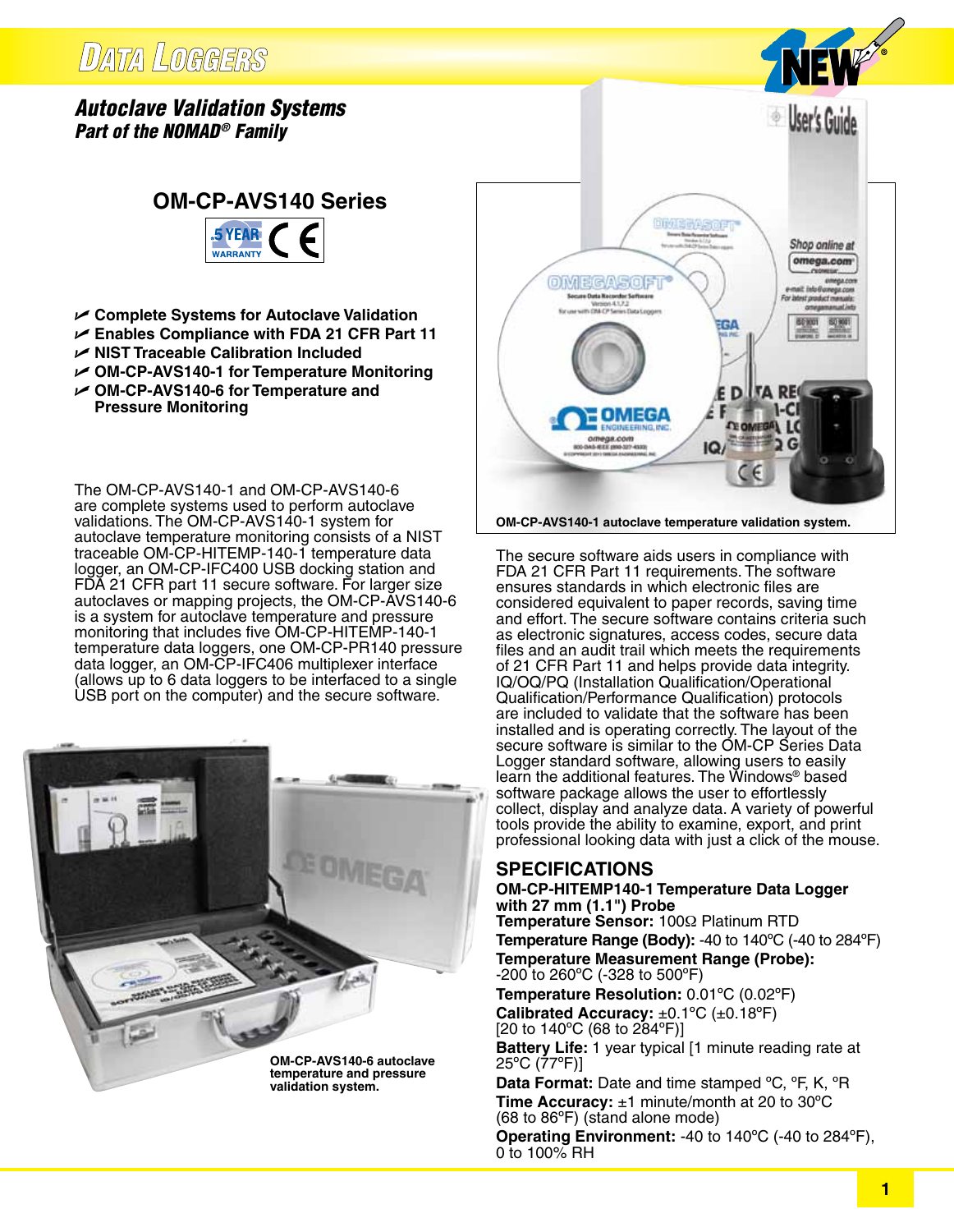# Data Loggers

## *Autoclave Validation Systems*
### *Part of the NOMAD® Family*

## OM-CP-AVS140 Series

5 YEAR WARRANTY CE

- Complete Systems for Autoclave Validation
- Enables Compliance with FDA 21 CFR Part 11
- NIST Traceable Calibration Included
- OM-CP-AVS140-1 for Temperature Monitoring
- OM-CP-AVS140-6 for Temperature and Pressure Monitoring

The OM-CP-AVS140-1 and OM-CP-AVS140-6 are complete systems used to perform autoclave validations. The OM-CP-AVS140-1 system for autoclave temperature monitoring consists of a NIST traceable OM-CP-HITEMP-140-1 temperature data logger, an OM-CP-IFC400 USB docking station and FDA 21 CFR part 11 secure software. For larger size autoclaves or mapping projects, the OM-CP-AVS140-6 is a system for autoclave temperature and pressure monitoring that includes five OM-CP-HITEMP-140-1 temperature data loggers, one OM-CP-PR140 pressure data logger, an OM-CP-IFC406 multiplexer interface (allows up to 6 data loggers to be interfaced to a single USB port on the computer) and the secure software.

OM-CP-AVS140-6 autoclave temperature and pressure validation system.

OM-CP-AVS140-1 autoclave temperature validation system.

The secure software aids users in compliance with FDA 21 CFR Part 11 requirements. The software ensures standards in which electronic files are considered equivalent to paper records, saving time and effort. The secure software contains criteria such as electronic signatures, access codes, secure data files and an audit trail which meets the requirements of 21 CFR Part 11 and helps provide data integrity. IQ/OQ/PQ (Installation Qualification/Operational Qualification/Performance Qualification) protocols are included to validate that the software has been installed and is operating correctly. The layout of the secure software is similar to the OM-CP Series Data Logger standard software, allowing users to easily learn the additional features. The Windows® based software package allows the user to effortlessly collect, display and analyze data. A variety of powerful tools provide the ability to examine, export, and print professional looking data with just a click of the mouse.

## SPECIFICATIONS

**OM-CP-HITEMP140-1 Temperature Data Logger with 27 mm (1.1") Probe**

**Temperature Sensor:** 100Ω Platinum RTD

**Temperature Range (Body):** -40 to 140°C (-40 to 284°F)

**Temperature Measurement Range (Probe):** -200 to 260°C (-328 to 500°F)

**Temperature Resolution:** 0.01°C (0.02°F)

**Calibrated Accuracy:** ±0.1°C (±0.18°F) [20 to 140°C (68 to 284°F)]

**Battery Life:** 1 year typical [1 minute reading rate at 25°C (77°F)]

**Data Format:** Date and time stamped °C, °F, K, °R

**Time Accuracy:** ±1 minute/month at 20 to 30°C (68 to 86°F) (stand alone mode)

**Operating Environment:** -40 to 140°C (-40 to 284°F), 0 to 100% RH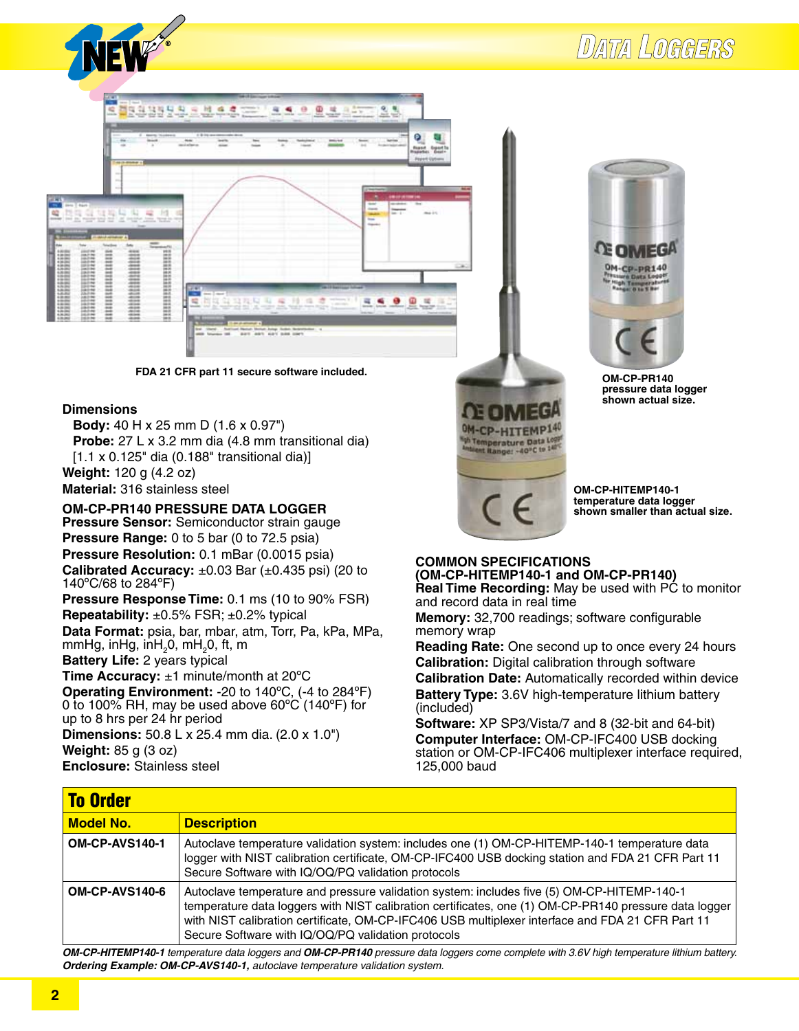# DATA LOGGERS

FDA 21 CFR part 11 secure software included.

OM-CP-PR140 pressure data logger shown actual size.

OM-CP-HITEMP140-1 temperature data logger shown smaller than actual size.

**Dimensions**

**Body:** 40 H x 25 mm D (1.6 x 0.97")
**Probe:** 27 L x 3.2 mm dia (4.8 mm transitional dia) [1.1 x 0.125" dia (0.188" transitional dia)]

**Weight:** 120 g (4.2 oz)
**Material:** 316 stainless steel

## OM-CP-PR140 PRESSURE DATA LOGGER

**Pressure Sensor:** Semiconductor strain gauge
**Pressure Range:** 0 to 5 bar (0 to 72.5 psia)
**Pressure Resolution:** 0.1 mBar (0.0015 psia)
**Calibrated Accuracy:** ±0.03 Bar (±0.435 psi) (20 to 140ºC/68 to 284ºF)
**Pressure Response Time:** 0.1 ms (10 to 90% FSR)
**Repeatability:** ±0.5% FSR; ±0.2% typical
**Data Format:** psia, bar, mbar, atm, Torr, Pa, kPa, MPa, mmHg, inHg, inH$_2$0, mH$_2$0, ft, m
**Battery Life:** 2 years typical
**Time Accuracy:** ±1 minute/month at 20ºC
**Operating Environment:** -20 to 140ºC, (-4 to 284ºF) 0 to 100% RH, may be used above 60ºC (140ºF) for up to 8 hrs per 24 hr period
**Dimensions:** 50.8 L x 25.4 mm dia. (2.0 x 1.0")
**Weight:** 85 g (3 oz)
**Enclosure:** Stainless steel

## COMMON SPECIFICATIONS (OM-CP-HITEMP140-1 and OM-CP-PR140)

**Real Time Recording:** May be used with PC to monitor and record data in real time
**Memory:** 32,700 readings; software configurable memory wrap
**Reading Rate:** One second up to once every 24 hours
**Calibration:** Digital calibration through software
**Calibration Date:** Automatically recorded within device
**Battery Type:** 3.6V high-temperature lithium battery (included)
**Software:** XP SP3/Vista/7 and 8 (32-bit and 64-bit)
**Computer Interface:** OM-CP-IFC400 USB docking station or OM-CP-IFC406 multiplexer interface required, 125,000 baud

## To Order

| Model No. | Description |
|---|---|
| OM-CP-AVS140-1 | Autoclave temperature validation system: includes one (1) OM-CP-HITEMP-140-1 temperature data logger with NIST calibration certificate, OM-CP-IFC400 USB docking station and FDA 21 CFR Part 11 Secure Software with IQ/OQ/PQ validation protocols |
| OM-CP-AVS140-6 | Autoclave temperature and pressure validation system: includes five (5) OM-CP-HITEMP-140-1 temperature data loggers with NIST calibration certificates, one (1) OM-CP-PR140 pressure data logger with NIST calibration certificate, OM-CP-IFC406 USB multiplexer interface and FDA 21 CFR Part 11 Secure Software with IQ/OQ/PQ validation protocols |

***OM-CP-HITEMP140-1*** *temperature data loggers and* ***OM-CP-PR140*** *pressure data loggers come complete with 3.6V high temperature lithium battery.*
***Ordering Example: OM-CP-AVS140-1,*** *autoclave temperature validation system.*